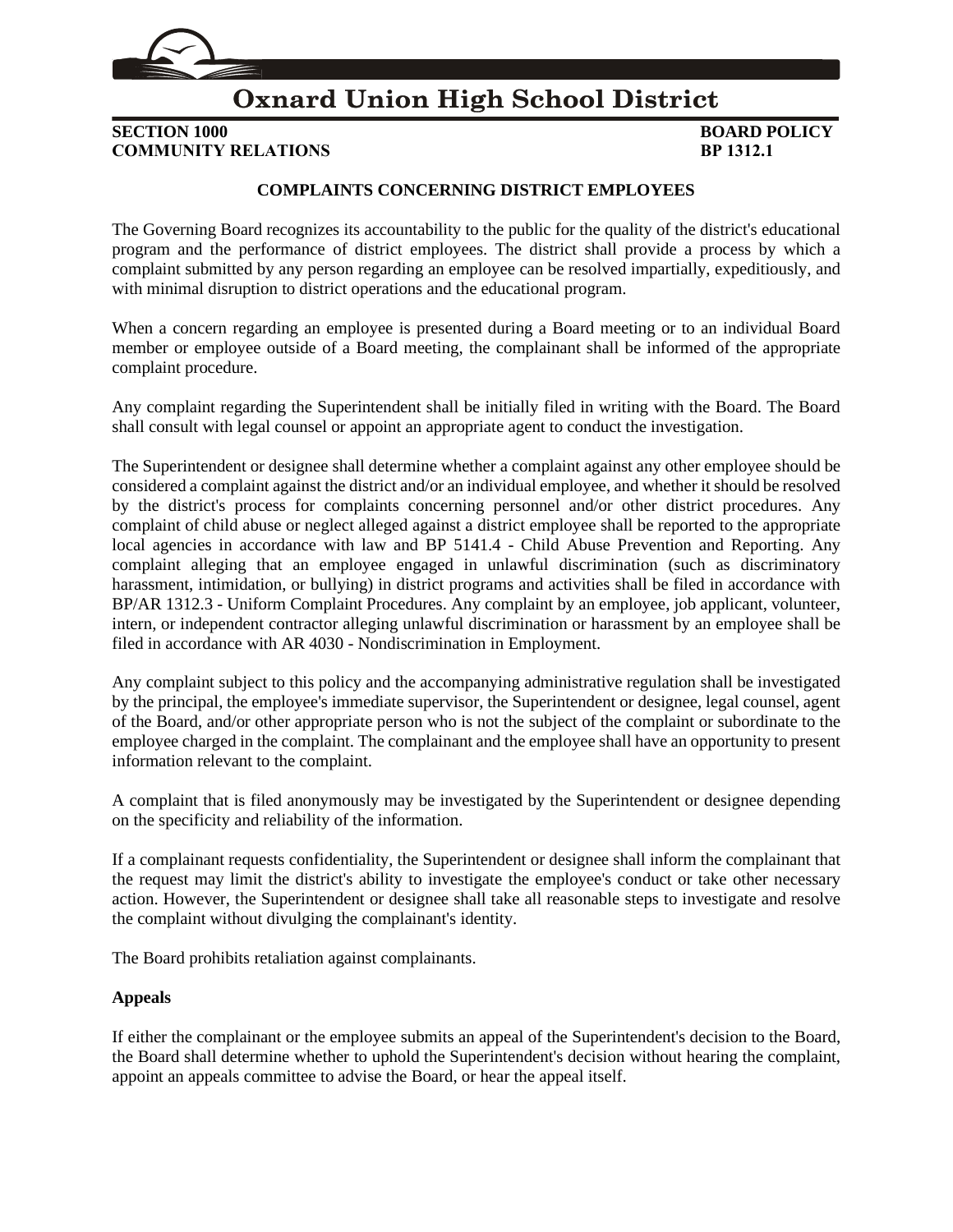# Oxnard Union High School District

**SECTION 1000** **BOARD POLICY**
**COMMUNITY RELATIONS** **BP 1312.1**

## COMPLAINTS CONCERNING DISTRICT EMPLOYEES

The Governing Board recognizes its accountability to the public for the quality of the district's educational program and the performance of district employees. The district shall provide a process by which a complaint submitted by any person regarding an employee can be resolved impartially, expeditiously, and with minimal disruption to district operations and the educational program.

When a concern regarding an employee is presented during a Board meeting or to an individual Board member or employee outside of a Board meeting, the complainant shall be informed of the appropriate complaint procedure.

Any complaint regarding the Superintendent shall be initially filed in writing with the Board. The Board shall consult with legal counsel or appoint an appropriate agent to conduct the investigation.

The Superintendent or designee shall determine whether a complaint against any other employee should be considered a complaint against the district and/or an individual employee, and whether it should be resolved by the district's process for complaints concerning personnel and/or other district procedures. Any complaint of child abuse or neglect alleged against a district employee shall be reported to the appropriate local agencies in accordance with law and BP 5141.4 - Child Abuse Prevention and Reporting. Any complaint alleging that an employee engaged in unlawful discrimination (such as discriminatory harassment, intimidation, or bullying) in district programs and activities shall be filed in accordance with BP/AR 1312.3 - Uniform Complaint Procedures. Any complaint by an employee, job applicant, volunteer, intern, or independent contractor alleging unlawful discrimination or harassment by an employee shall be filed in accordance with AR 4030 - Nondiscrimination in Employment.

Any complaint subject to this policy and the accompanying administrative regulation shall be investigated by the principal, the employee's immediate supervisor, the Superintendent or designee, legal counsel, agent of the Board, and/or other appropriate person who is not the subject of the complaint or subordinate to the employee charged in the complaint. The complainant and the employee shall have an opportunity to present information relevant to the complaint.

A complaint that is filed anonymously may be investigated by the Superintendent or designee depending on the specificity and reliability of the information.

If a complainant requests confidentiality, the Superintendent or designee shall inform the complainant that the request may limit the district's ability to investigate the employee's conduct or take other necessary action. However, the Superintendent or designee shall take all reasonable steps to investigate and resolve the complaint without divulging the complainant's identity.

The Board prohibits retaliation against complainants.

**Appeals**

If either the complainant or the employee submits an appeal of the Superintendent's decision to the Board, the Board shall determine whether to uphold the Superintendent's decision without hearing the complaint, appoint an appeals committee to advise the Board, or hear the appeal itself.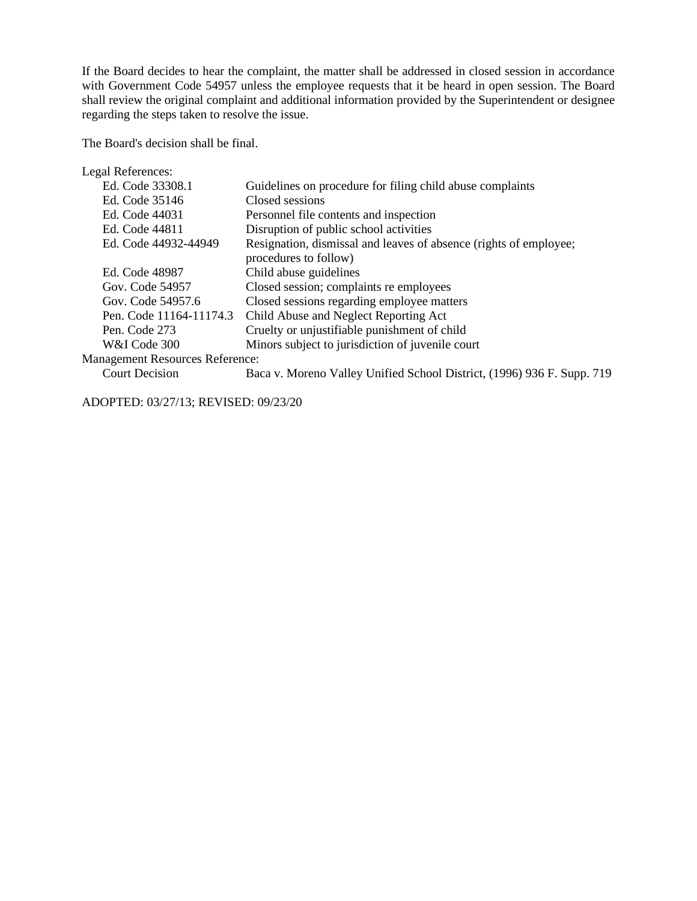If the Board decides to hear the complaint, the matter shall be addressed in closed session in accordance with Government Code 54957 unless the employee requests that it be heard in open session. The Board shall review the original complaint and additional information provided by the Superintendent or designee regarding the steps taken to resolve the issue.

The Board's decision shall be final.

Legal References:

| | |
|---|---|
| Ed. Code 33308.1 | Guidelines on procedure for filing child abuse complaints |
| Ed. Code 35146 | Closed sessions |
| Ed. Code 44031 | Personnel file contents and inspection |
| Ed. Code 44811 | Disruption of public school activities |
| Ed. Code 44932-44949 | Resignation, dismissal and leaves of absence (rights of employee; procedures to follow) |
| Ed. Code 48987 | Child abuse guidelines |
| Gov. Code 54957 | Closed session; complaints re employees |
| Gov. Code 54957.6 | Closed sessions regarding employee matters |
| Pen. Code 11164-11174.3 | Child Abuse and Neglect Reporting Act |
| Pen. Code 273 | Cruelty or unjustifiable punishment of child |
| W&I Code 300 | Minors subject to jurisdiction of juvenile court |

Management Resources Reference:

| | |
|---|---|
| Court Decision | Baca v. Moreno Valley Unified School District, (1996) 936 F. Supp. 719 |

ADOPTED: 03/27/13; REVISED: 09/23/20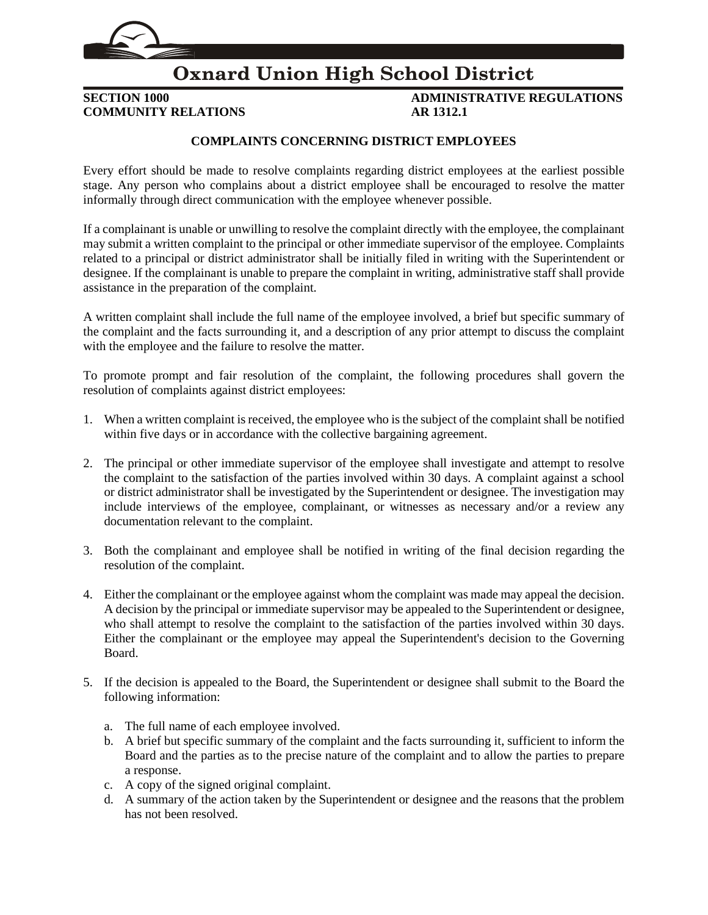# Oxnard Union High School District

**SECTION 1000**
**COMMUNITY RELATIONS**

**ADMINISTRATIVE REGULATIONS**
**AR 1312.1**

## COMPLAINTS CONCERNING DISTRICT EMPLOYEES

Every effort should be made to resolve complaints regarding district employees at the earliest possible stage. Any person who complains about a district employee shall be encouraged to resolve the matter informally through direct communication with the employee whenever possible.

If a complainant is unable or unwilling to resolve the complaint directly with the employee, the complainant may submit a written complaint to the principal or other immediate supervisor of the employee. Complaints related to a principal or district administrator shall be initially filed in writing with the Superintendent or designee. If the complainant is unable to prepare the complaint in writing, administrative staff shall provide assistance in the preparation of the complaint.

A written complaint shall include the full name of the employee involved, a brief but specific summary of the complaint and the facts surrounding it, and a description of any prior attempt to discuss the complaint with the employee and the failure to resolve the matter.

To promote prompt and fair resolution of the complaint, the following procedures shall govern the resolution of complaints against district employees:

1. When a written complaint is received, the employee who is the subject of the complaint shall be notified within five days or in accordance with the collective bargaining agreement.

2. The principal or other immediate supervisor of the employee shall investigate and attempt to resolve the complaint to the satisfaction of the parties involved within 30 days. A complaint against a school or district administrator shall be investigated by the Superintendent or designee. The investigation may include interviews of the employee, complainant, or witnesses as necessary and/or a review any documentation relevant to the complaint.

3. Both the complainant and employee shall be notified in writing of the final decision regarding the resolution of the complaint.

4. Either the complainant or the employee against whom the complaint was made may appeal the decision. A decision by the principal or immediate supervisor may be appealed to the Superintendent or designee, who shall attempt to resolve the complaint to the satisfaction of the parties involved within 30 days. Either the complainant or the employee may appeal the Superintendent's decision to the Governing Board.

5. If the decision is appealed to the Board, the Superintendent or designee shall submit to the Board the following information:

   a. The full name of each employee involved.
   b. A brief but specific summary of the complaint and the facts surrounding it, sufficient to inform the Board and the parties as to the precise nature of the complaint and to allow the parties to prepare a response.
   c. A copy of the signed original complaint.
   d. A summary of the action taken by the Superintendent or designee and the reasons that the problem has not been resolved.